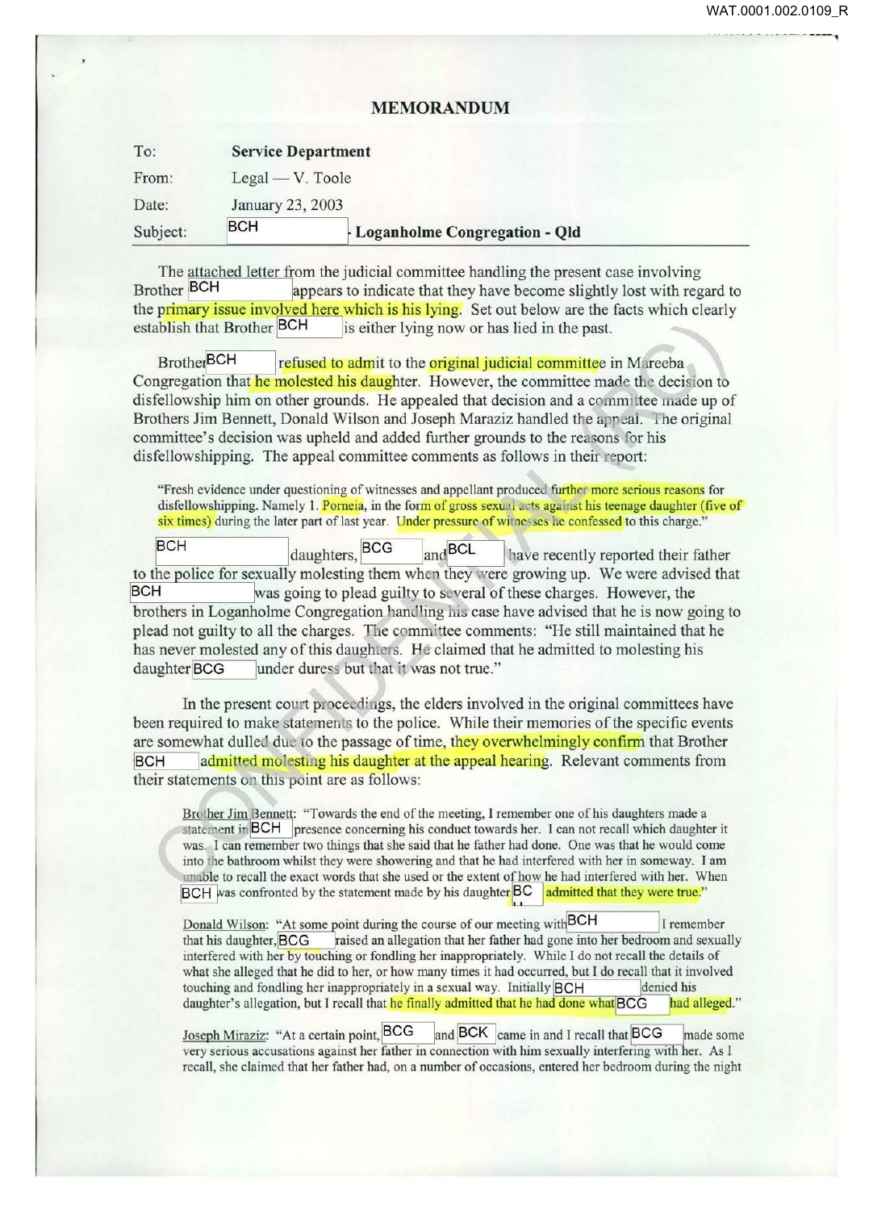WAT.0001.002.0109_R

# MEMORANDUM

| | |
|---|---|
| To: | **Service Department** |
| From: | Legal — V. Toole |
| Date: | January 23, 2003 |
| Subject: | BCH **- Loganholme Congregation - Qld** |

The attached letter from the judicial committee handling the present case involving Brother BCH appears to indicate that they have become slightly lost with regard to the primary issue involved here which is his lying. Set out below are the facts which clearly establish that Brother BCH is either lying now or has lied in the past.

Brother BCH refused to admit to the original judicial committee in Mareeba Congregation that he molested his daughter. However, the committee made the decision to disfellowship him on other grounds. He appealed that decision and a committee made up of Brothers Jim Bennett, Donald Wilson and Joseph Maraziz handled the appeal. The original committee's decision was upheld and added further grounds to the reasons for his disfellowshipping. The appeal committee comments as follows in their report:

> "Fresh evidence under questioning of witnesses and appellant produced further more serious reasons for disfellowshipping. Namely 1. Porneia, in the form of gross sexual acts against his teenage daughter (five of six times) during the later part of last year. Under pressure of witnesses he confessed to this charge."

BCH daughters, BCG and BCL have recently reported their father to the police for sexually molesting them when they were growing up. We were advised that BCH was going to plead guilty to several of these charges. However, the brothers in Loganholme Congregation handling his case have advised that he is now going to plead not guilty to all the charges. The committee comments: "He still maintained that he has never molested any of this daughters. He claimed that he admitted to molesting his daughter BCG under duress but that it was not true."

In the present court proceedings, the elders involved in the original committees have been required to make statements to the police. While their memories of the specific events are somewhat dulled due to the passage of time, they overwhelmingly confirm that Brother BCH admitted molesting his daughter at the appeal hearing. Relevant comments from their statements on this point are as follows:

> Brother Jim Bennett: "Towards the end of the meeting, I remember one of his daughters made a statement in BCH presence concerning his conduct towards her. I can not recall which daughter it was. I can remember two things that she said that he father had done. One was that he would come into the bathroom whilst they were showering and that he had interfered with her in someway. I am unable to recall the exact words that she used or the extent of how he had interfered with her. When BCH was confronted by the statement made by his daughter BCH admitted that they were true."

> Donald Wilson: "At some point during the course of our meeting with BCH I remember that his daughter, BCG raised an allegation that her father had gone into her bedroom and sexually interfered with her by touching or fondling her inappropriately. While I do not recall the details of what she alleged that he did to her, or how many times it had occurred, but I do recall that it involved touching and fondling her inappropriately in a sexual way. Initially BCH denied his daughter's allegation, but I recall that he finally admitted that he had done what BCG had alleged."

> Joseph Maraziz: "At a certain point, BCG and BCK came in and I recall that BCG made some very serious accusations against her father in connection with him sexually interfering with her. As I recall, she claimed that her father had, on a number of occasions, entered her bedroom during the night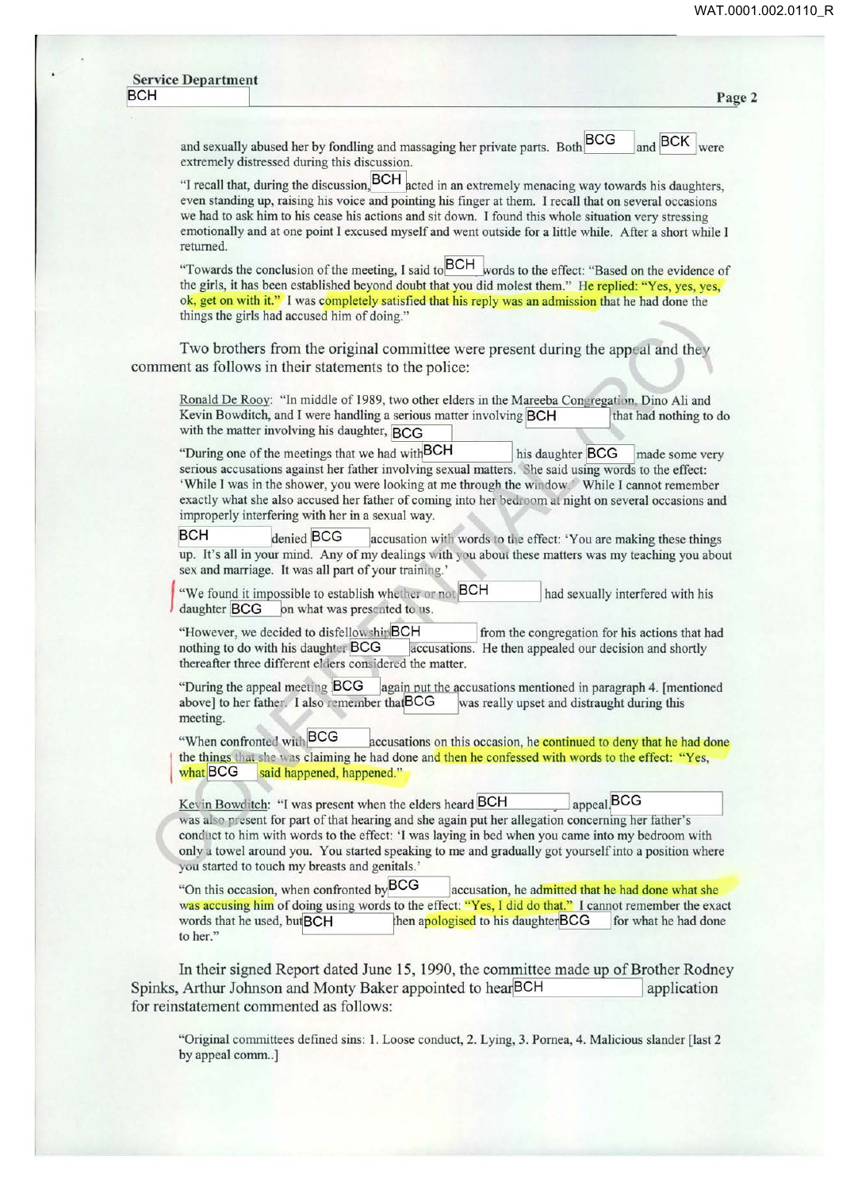Service Department
BCH

and sexually abused her by fondling and massaging her private parts. Both BCG and BCK were extremely distressed during this discussion.

"I recall that, during the discussion, BCH acted in an extremely menacing way towards his daughters, even standing up, raising his voice and pointing his finger at them. I recall that on several occasions we had to ask him to his cease his actions and sit down. I found this whole situation very stressing emotionally and at one point I excused myself and went outside for a little while. After a short while I returned.

"Towards the conclusion of the meeting, I said to BCH words to the effect: "Based on the evidence of the girls, it has been established beyond doubt that you did molest them." He replied: "Yes, yes, yes, ok, get on with it." I was completely satisfied that his reply was an admission that he had done the things the girls had accused him of doing."

Two brothers from the original committee were present during the appeal and they comment as follows in their statements to the police:

Ronald De Rooy: "In middle of 1989, two other elders in the Mareeba Congregation, Dino Ali and Kevin Bowditch, and I were handling a serious matter involving BCH that had nothing to do with the matter involving his daughter, BCG

"During one of the meetings that we had with BCH his daughter BCG made some very serious accusations against her father involving sexual matters. She said using words to the effect: 'While I was in the shower, you were looking at me through the window.' While I cannot remember exactly what she also accused her father of coming into her bedroom at night on several occasions and improperly interfering with her in a sexual way.

BCH denied BCG accusation with words to the effect: 'You are making these things up. It's all in your mind. Any of my dealings with you about these matters was my teaching you about sex and marriage. It was all part of your training.'

"We found it impossible to establish whether or not BCH had sexually interfered with his daughter BCG on what was presented to us.

"However, we decided to disfellowship BCH from the congregation for his actions that had nothing to do with his daughter BCG accusations. He then appealed our decision and shortly thereafter three different elders considered the matter.

"During the appeal meeting BCG again put the accusations mentioned in paragraph 4. [mentioned above] to her father. I also remember that BCG was really upset and distraught during this meeting.

"When confronted with BCG accusations on this occasion, he continued to deny that he had done the things that she was claiming he had done and then he confessed with words to the effect: "Yes, what BCG said happened, happened."

Kevin Bowditch: "I was present when the elders heard BCH appeal. BCG was also present for part of that hearing and she again put her allegation concerning her father's conduct to him with words to the effect: 'I was laying in bed when you came into my bedroom with only a towel around you. You started speaking to me and gradually got yourself into a position where you started to touch my breasts and genitals.'

"On this occasion, when confronted by BCG accusation, he admitted that he had done what she was accusing him of doing using words to the effect: "Yes, I did do that." I cannot remember the exact words that he used, but BCH then apologised to his daughter BCG for what he had done to her."

In their signed Report dated June 15, 1990, the committee made up of Brother Rodney Spinks, Arthur Johnson and Monty Baker appointed to hear BCH application for reinstatement commented as follows:

"Original committees defined sins: 1. Loose conduct, 2. Lying, 3. Pornea, 4. Malicious slander [last 2 by appeal comm..]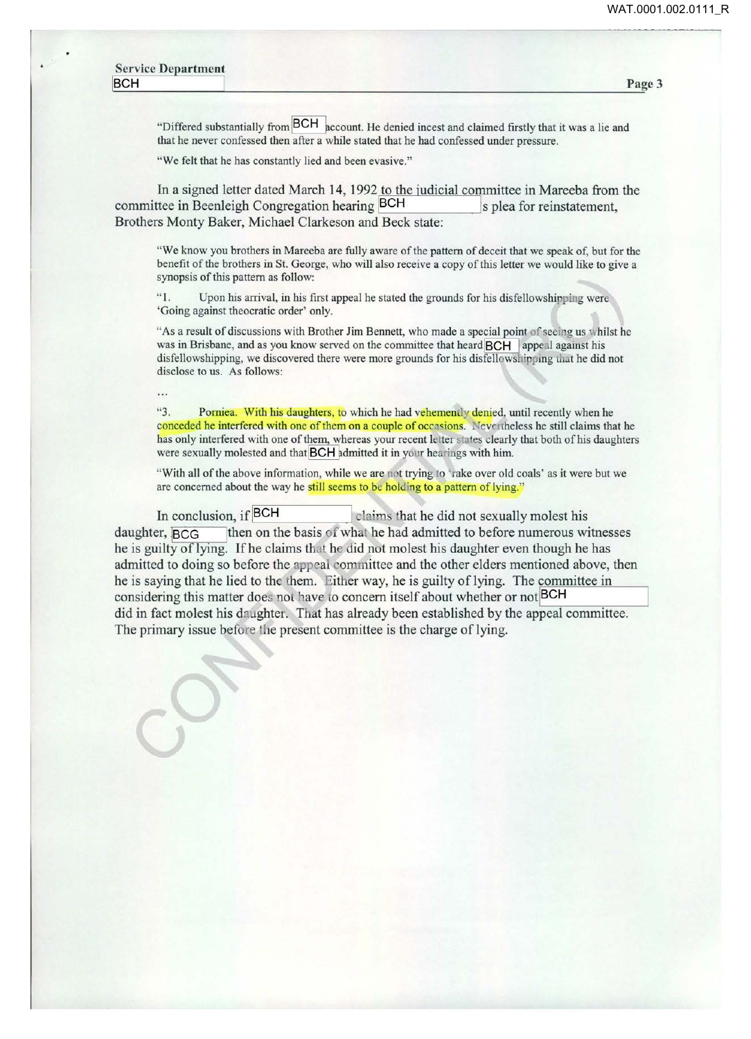Service Department
BCH

"Differed substantially from BCH account. He denied incest and claimed firstly that it was a lie and that he never confessed then after a while stated that he had confessed under pressure.

"We felt that he has constantly lied and been evasive."

In a signed letter dated March 14, 1992 to the judicial committee in Mareeba from the committee in Beenleigh Congregation hearing BCH s plea for reinstatement, Brothers Monty Baker, Michael Clarkeson and Beck state:

> "We know you brothers in Mareeba are fully aware of the pattern of deceit that we speak of, but for the benefit of the brothers in St. George, who will also receive a copy of this letter we would like to give a synopsis of this pattern as follow:
>
> "1. Upon his arrival, in his first appeal he stated the grounds for his disfellowshipping were 'Going against theocratic order' only.
>
> "As a result of discussions with Brother Jim Bennett, who made a special point of seeing us whilst he was in Brisbane, and as you know served on the committee that heard BCH appeal against his disfellowshipping, we discovered there were more grounds for his disfellowshipping that he did not disclose to us. As follows:
>
> ...
>
> "3. Porniea. With his daughters, to which he had vehemently denied, until recently when he conceded he interfered with one of them on a couple of occasions. Nevertheless he still claims that he has only interfered with one of them, whereas your recent letter states clearly that both of his daughters were sexually molested and that BCH admitted it in your hearings with him.
>
> "With all of the above information, while we are not trying to 'rake over old coals' as it were but we are concerned about the way he still seems to be holding to a pattern of lying."

In conclusion, if BCH claims that he did not sexually molest his daughter, BCG then on the basis of what he had admitted to before numerous witnesses he is guilty of lying. If he claims that he did not molest his daughter even though he has admitted to doing so before the appeal committee and the other elders mentioned above, then he is saying that he lied to the them. Either way, he is guilty of lying. The committee in considering this matter does not have to concern itself about whether or not BCH did in fact molest his daughter. That has already been established by the appeal committee. The primary issue before the present committee is the charge of lying.